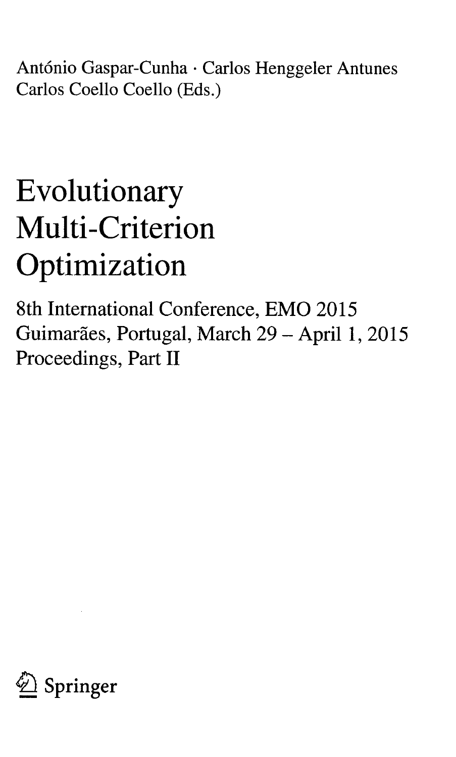António Gaspar-Cunha · Carlos Henggeler Antunes
Carlos Coello Coello (Eds.)

# Evolutionary Multi-Criterion Optimization

## 8th International Conference, EMO 2015
## Guimarães, Portugal, March 29 – April 1, 2015
## Proceedings, Part II

Springer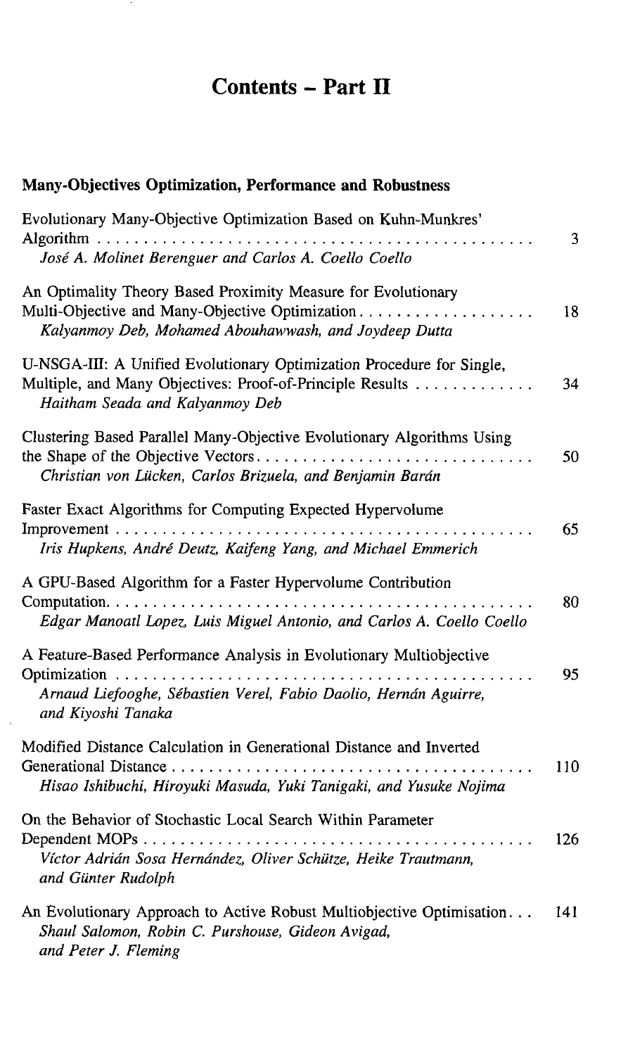# Contents – Part II

## Many-Objectives Optimization, Performance and Robustness

Evolutionary Many-Objective Optimization Based on Kuhn-Munkres' Algorithm . . . 3
*José A. Molinet Berenguer and Carlos A. Coello Coello*

An Optimality Theory Based Proximity Measure for Evolutionary Multi-Objective and Many-Objective Optimization . . . 18
*Kalyanmoy Deb, Mohamed Abouhawwash, and Joydeep Dutta*

U-NSGA-III: A Unified Evolutionary Optimization Procedure for Single, Multiple, and Many Objectives: Proof-of-Principle Results . . . 34
*Haitham Seada and Kalyanmoy Deb*

Clustering Based Parallel Many-Objective Evolutionary Algorithms Using the Shape of the Objective Vectors . . . 50
*Christian von Lücken, Carlos Brizuela, and Benjamin Barán*

Faster Exact Algorithms for Computing Expected Hypervolume Improvement . . . 65
*Iris Hupkens, André Deutz, Kaifeng Yang, and Michael Emmerich*

A GPU-Based Algorithm for a Faster Hypervolume Contribution Computation . . . 80
*Edgar Manoatl Lopez, Luis Miguel Antonio, and Carlos A. Coello Coello*

A Feature-Based Performance Analysis in Evolutionary Multiobjective Optimization . . . 95
*Arnaud Liefooghe, Sébastien Verel, Fabio Daolio, Hernán Aguirre, and Kiyoshi Tanaka*

Modified Distance Calculation in Generational Distance and Inverted Generational Distance . . . 110
*Hisao Ishibuchi, Hiroyuki Masuda, Yuki Tanigaki, and Yusuke Nojima*

On the Behavior of Stochastic Local Search Within Parameter Dependent MOPs . . . 126
*Víctor Adrián Sosa Hernández, Oliver Schütze, Heike Trautmann, and Günter Rudolph*

An Evolutionary Approach to Active Robust Multiobjective Optimisation . . . 141
*Shaul Salomon, Robin C. Purshouse, Gideon Avigad, and Peter J. Fleming*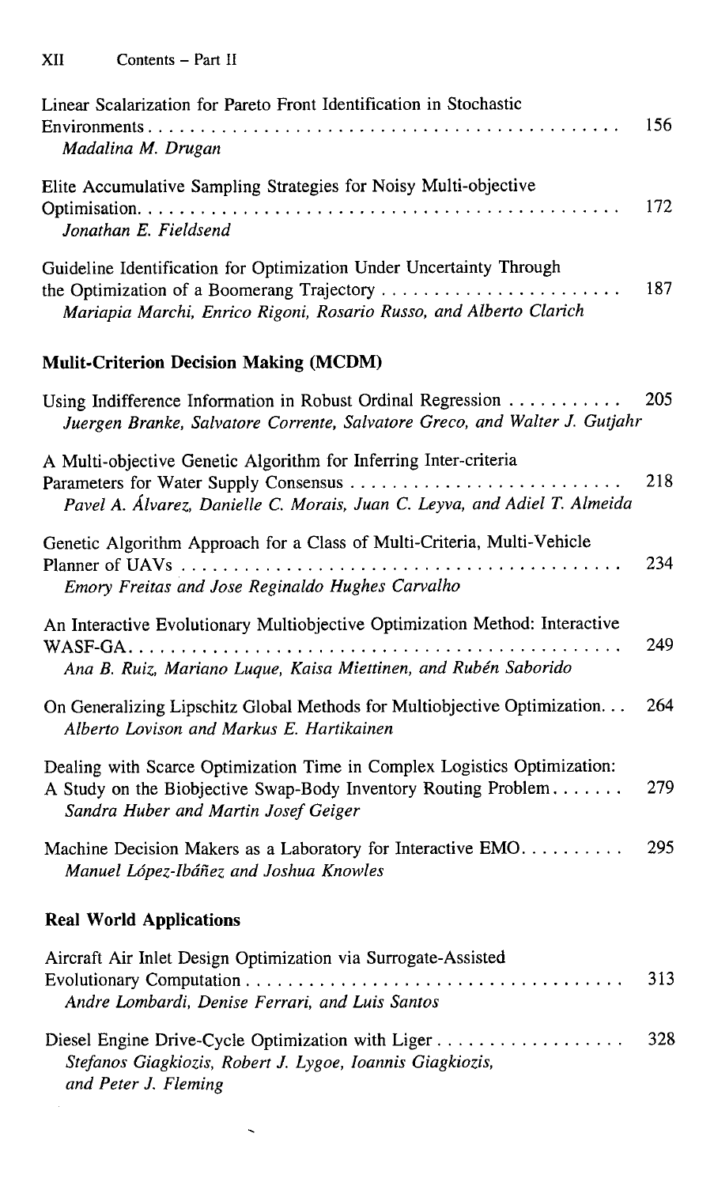Linear Scalarization for Pareto Front Identification in Stochastic Environments . . . . . . . . . . . . . . . . . . . . . . . . . . . . . . . . . . . . . . . . . . . . . . 156
*Madalina M. Drugan*

Elite Accumulative Sampling Strategies for Noisy Multi-objective Optimisation. . . . . . . . . . . . . . . . . . . . . . . . . . . . . . . . . . . . . . . . . . . . . . . 172
*Jonathan E. Fieldsend*

Guideline Identification for Optimization Under Uncertainty Through the Optimization of a Boomerang Trajectory . . . . . . . . . . . . . . . . . . . . . . . . 187
*Mariapia Marchi, Enrico Rigoni, Rosario Russo, and Alberto Clarich*

## Mulit-Criterion Decision Making (MCDM)

Using Indifference Information in Robust Ordinal Regression . . . . . . . . . . . 205
*Juergen Branke, Salvatore Corrente, Salvatore Greco, and Walter J. Gutjahr*

A Multi-objective Genetic Algorithm for Inferring Inter-criteria Parameters for Water Supply Consensus . . . . . . . . . . . . . . . . . . . . . . . . . . 218
*Pavel A. Álvarez, Danielle C. Morais, Juan C. Leyva, and Adiel T. Almeida*

Genetic Algorithm Approach for a Class of Multi-Criteria, Multi-Vehicle Planner of UAVs . . . . . . . . . . . . . . . . . . . . . . . . . . . . . . . . . . . . . . . . . . . 234
*Emory Freitas and Jose Reginaldo Hughes Carvalho*

An Interactive Evolutionary Multiobjective Optimization Method: Interactive WASF-GA. . . . . . . . . . . . . . . . . . . . . . . . . . . . . . . . . . . . . . . . . . . . . . . 249
*Ana B. Ruiz, Mariano Luque, Kaisa Miettinen, and Rubén Saborido*

On Generalizing Lipschitz Global Methods for Multiobjective Optimization. . . 264
*Alberto Lovison and Markus E. Hartikainen*

Dealing with Scarce Optimization Time in Complex Logistics Optimization: A Study on the Biobjective Swap-Body Inventory Routing Problem. . . . . . . 279
*Sandra Huber and Martin Josef Geiger*

Machine Decision Makers as a Laboratory for Interactive EMO. . . . . . . . . . 295
*Manuel López-Ibáñez and Joshua Knowles*

## Real World Applications

Aircraft Air Inlet Design Optimization via Surrogate-Assisted Evolutionary Computation . . . . . . . . . . . . . . . . . . . . . . . . . . . . . . . . . . . . . 313
*Andre Lombardi, Denise Ferrari, and Luis Santos*

Diesel Engine Drive-Cycle Optimization with Liger . . . . . . . . . . . . . . . . . . 328
*Stefanos Giagkiozis, Robert J. Lygoe, Ioannis Giagkiozis, and Peter J. Fleming*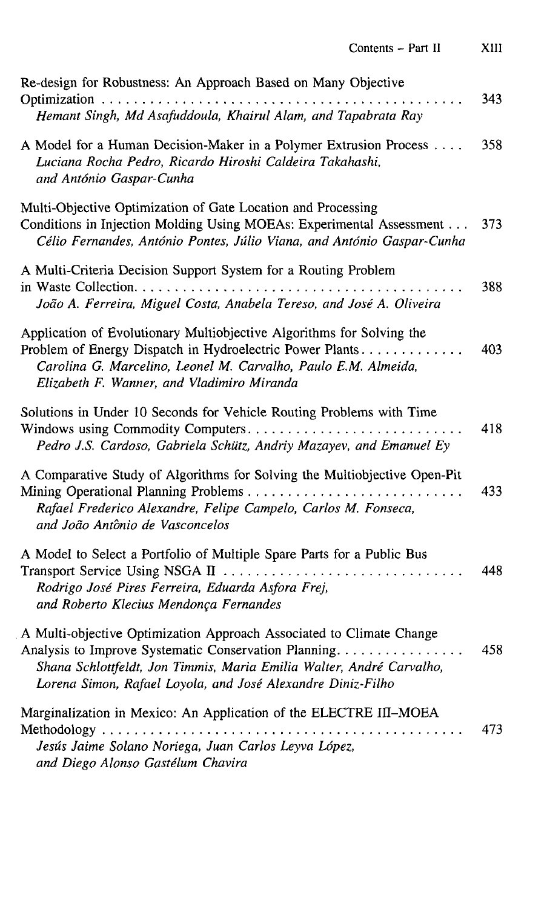Re-design for Robustness: An Approach Based on Many Objective Optimization . . . . . . . . . . . . . . . . . . . . . . . . . . . . . . . . . . . . . . . . . . . . . . . 343
*Hemant Singh, Md Asafuddoula, Khairul Alam, and Tapabrata Ray*

A Model for a Human Decision-Maker in a Polymer Extrusion Process . . . . 358
*Luciana Rocha Pedro, Ricardo Hiroshi Caldeira Takahashi, and António Gaspar-Cunha*

Multi-Objective Optimization of Gate Location and Processing Conditions in Injection Molding Using MOEAs: Experimental Assessment . . . 373
*Célio Fernandes, António Pontes, Júlio Viana, and António Gaspar-Cunha*

A Multi-Criteria Decision Support System for a Routing Problem in Waste Collection. . . . . . . . . . . . . . . . . . . . . . . . . . . . . . . . . . . . . . . . . 388
*João A. Ferreira, Miguel Costa, Anabela Tereso, and José A. Oliveira*

Application of Evolutionary Multiobjective Algorithms for Solving the Problem of Energy Dispatch in Hydroelectric Power Plants. . . . . . . . . . . . . 403
*Carolina G. Marcelino, Leonel M. Carvalho, Paulo E.M. Almeida, Elizabeth F. Wanner, and Vladimiro Miranda*

Solutions in Under 10 Seconds for Vehicle Routing Problems with Time Windows using Commodity Computers. . . . . . . . . . . . . . . . . . . . . . . . . . . 418
*Pedro J.S. Cardoso, Gabriela Schütz, Andriy Mazayev, and Emanuel Ey*

A Comparative Study of Algorithms for Solving the Multiobjective Open-Pit Mining Operational Planning Problems . . . . . . . . . . . . . . . . . . . . . . . . . . 433
*Rafael Frederico Alexandre, Felipe Campelo, Carlos M. Fonseca, and João Antônio de Vasconcelos*

A Model to Select a Portfolio of Multiple Spare Parts for a Public Bus Transport Service Using NSGA II . . . . . . . . . . . . . . . . . . . . . . . . . . . . . 448
*Rodrigo José Pires Ferreira, Eduarda Asfora Frej, and Roberto Klecius Mendonça Fernandes*

A Multi-objective Optimization Approach Associated to Climate Change Analysis to Improve Systematic Conservation Planning. . . . . . . . . . . . . . . . 458
*Shana Schlottfeldt, Jon Timmis, Maria Emilia Walter, André Carvalho, Lorena Simon, Rafael Loyola, and José Alexandre Diniz-Filho*

Marginalization in Mexico: An Application of the ELECTRE III–MOEA Methodology . . . . . . . . . . . . . . . . . . . . . . . . . . . . . . . . . . . . . . . . . . . . . 473
*Jesús Jaime Solano Noriega, Juan Carlos Leyva López, and Diego Alonso Gastélum Chavira*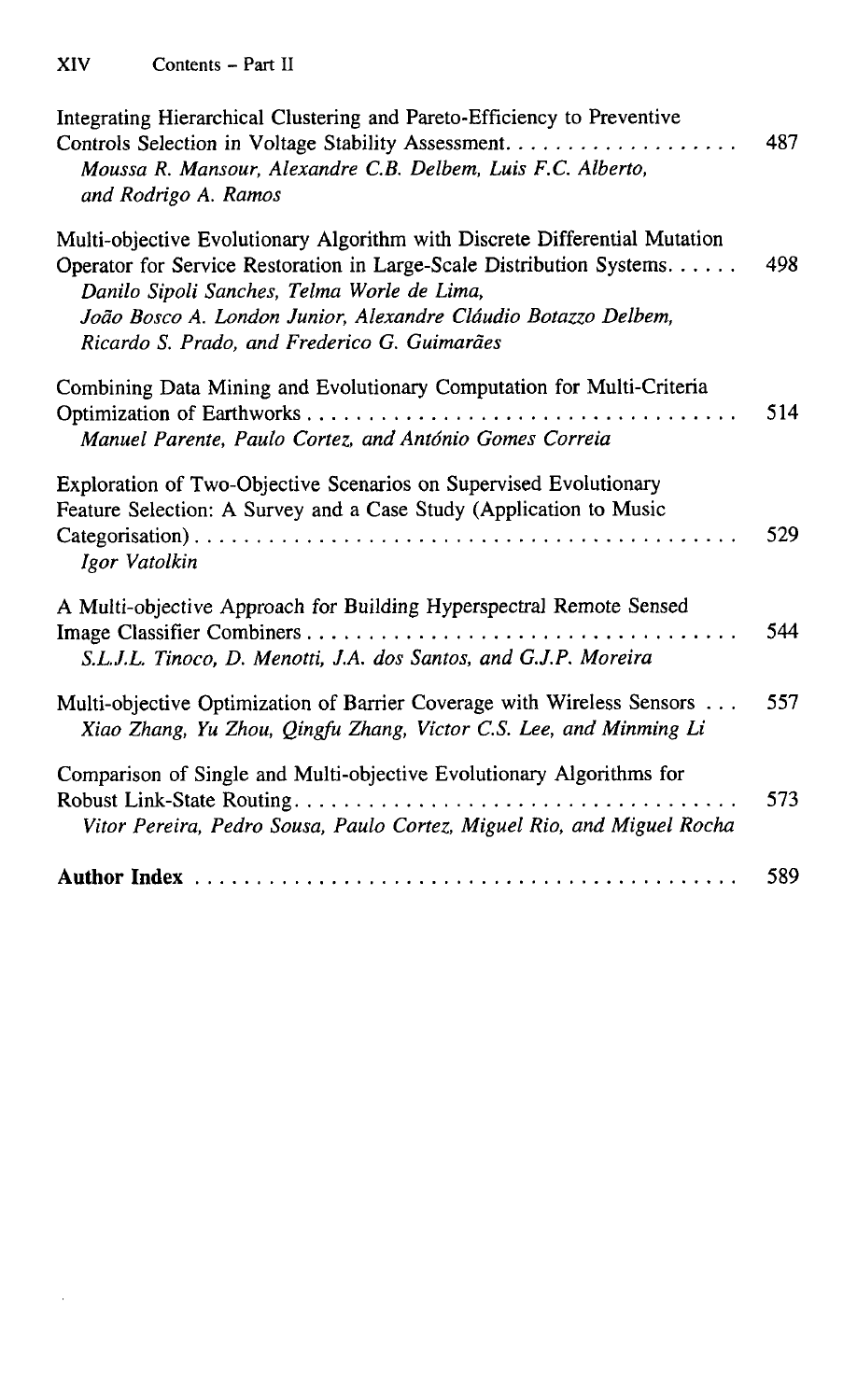Integrating Hierarchical Clustering and Pareto-Efficiency to Preventive Controls Selection in Voltage Stability Assessment . . . . . . . . . . . . . . . . . . 487
*Moussa R. Mansour, Alexandre C.B. Delbem, Luis F.C. Alberto, and Rodrigo A. Ramos*

Multi-objective Evolutionary Algorithm with Discrete Differential Mutation Operator for Service Restoration in Large-Scale Distribution Systems. . . . . . 498
*Danilo Sipoli Sanches, Telma Worle de Lima, João Bosco A. London Junior, Alexandre Cláudio Botazzo Delbem, Ricardo S. Prado, and Frederico G. Guimarães*

Combining Data Mining and Evolutionary Computation for Multi-Criteria Optimization of Earthworks . . . . . . . . . . . . . . . . . . . . . . . . . . . . . . . . . . 514
*Manuel Parente, Paulo Cortez, and António Gomes Correia*

Exploration of Two-Objective Scenarios on Supervised Evolutionary Feature Selection: A Survey and a Case Study (Application to Music Categorisation) . . . . . . . . . . . . . . . . . . . . . . . . . . . . . . . . . . . . . . . . . . . 529
*Igor Vatolkin*

A Multi-objective Approach for Building Hyperspectral Remote Sensed Image Classifier Combiners . . . . . . . . . . . . . . . . . . . . . . . . . . . . . . . . . . 544
*S.L.J.L. Tinoco, D. Menotti, J.A. dos Santos, and G.J.P. Moreira*

Multi-objective Optimization of Barrier Coverage with Wireless Sensors . . . 557
*Xiao Zhang, Yu Zhou, Qingfu Zhang, Victor C.S. Lee, and Minming Li*

Comparison of Single and Multi-objective Evolutionary Algorithms for Robust Link-State Routing . . . . . . . . . . . . . . . . . . . . . . . . . . . . . . . . . . . 573
*Vitor Pereira, Pedro Sousa, Paulo Cortez, Miguel Rio, and Miguel Rocha*

**Author Index** . . . . . . . . . . . . . . . . . . . . . . . . . . . . . . . . . . . . . . . . . . . 589